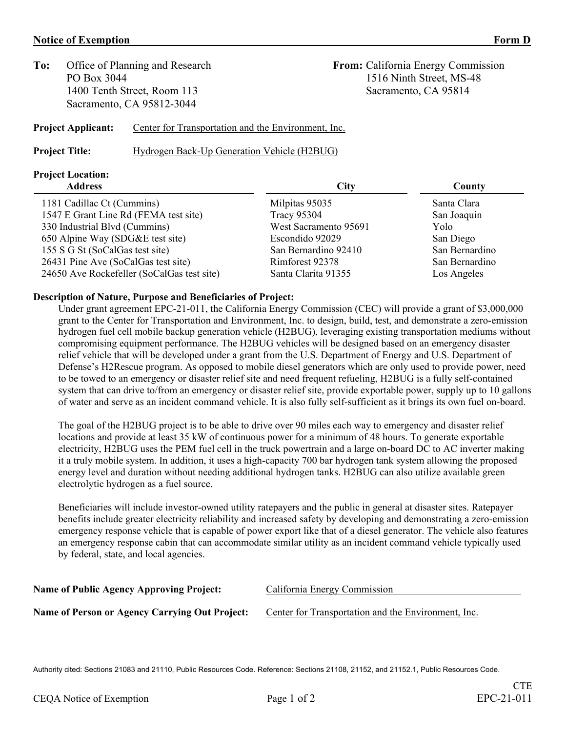**Notice of Exemption** **Form D**

**To:** Office of Planning and Research
PO Box 3044
1400 Tenth Street, Room 113
Sacramento, CA 95812-3044

**From:** California Energy Commission
1516 Ninth Street, MS-48
Sacramento, CA 95814

**Project Applicant:** Center for Transportation and the Environment, Inc.

**Project Title:** Hydrogen Back-Up Generation Vehicle (H2BUG)

**Project Location:**

| Address | City | County |
|---|---|---|
| 1181 Cadillac Ct (Cummins) | Milpitas 95035 | Santa Clara |
| 1547 E Grant Line Rd (FEMA test site) | Tracy 95304 | San Joaquin |
| 330 Industrial Blvd (Cummins) | West Sacramento 95691 | Yolo |
| 650 Alpine Way (SDG&E test site) | Escondido 92029 | San Diego |
| 155 S G St (SoCalGas test site) | San Bernardino 92410 | San Bernardino |
| 26431 Pine Ave (SoCalGas test site) | Rimforest 92378 | San Bernardino |
| 24650 Ave Rockefeller (SoCalGas test site) | Santa Clarita 91355 | Los Angeles |

**Description of Nature, Purpose and Beneficiaries of Project:**

Under grant agreement EPC-21-011, the California Energy Commission (CEC) will provide a grant of $3,000,000 grant to the Center for Transportation and Environment, Inc. to design, build, test, and demonstrate a zero-emission hydrogen fuel cell mobile backup generation vehicle (H2BUG), leveraging existing transportation mediums without compromising equipment performance. The H2BUG vehicles will be designed based on an emergency disaster relief vehicle that will be developed under a grant from the U.S. Department of Energy and U.S. Department of Defense's H2Rescue program. As opposed to mobile diesel generators which are only used to provide power, need to be towed to an emergency or disaster relief site and need frequent refueling, H2BUG is a fully self-contained system that can drive to/from an emergency or disaster relief site, provide exportable power, supply up to 10 gallons of water and serve as an incident command vehicle. It is also fully self-sufficient as it brings its own fuel on-board.

The goal of the H2BUG project is to be able to drive over 90 miles each way to emergency and disaster relief locations and provide at least 35 kW of continuous power for a minimum of 48 hours. To generate exportable electricity, H2BUG uses the PEM fuel cell in the truck powertrain and a large on-board DC to AC inverter making it a truly mobile system. In addition, it uses a high-capacity 700 bar hydrogen tank system allowing the proposed energy level and duration without needing additional hydrogen tanks. H2BUG can also utilize available green electrolytic hydrogen as a fuel source.

Beneficiaries will include investor-owned utility ratepayers and the public in general at disaster sites. Ratepayer benefits include greater electricity reliability and increased safety by developing and demonstrating a zero-emission emergency response vehicle that is capable of power export like that of a diesel generator. The vehicle also features an emergency response cabin that can accommodate similar utility as an incident command vehicle typically used by federal, state, and local agencies.

**Name of Public Agency Approving Project:** California Energy Commission

**Name of Person or Agency Carrying Out Project:** Center for Transportation and the Environment, Inc.

Authority cited: Sections 21083 and 21110, Public Resources Code. Reference: Sections 21108, 21152, and 21152.1, Public Resources Code.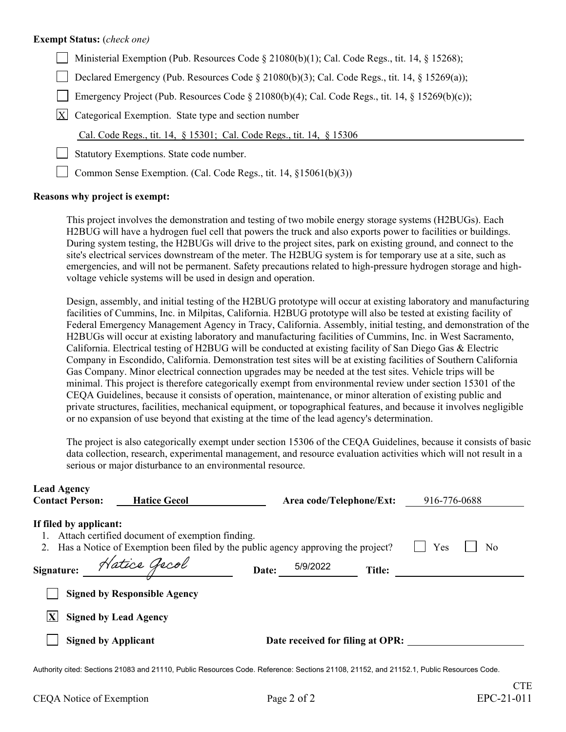**Exempt Status:** (*check one*)

- [ ] Ministerial Exemption (Pub. Resources Code § 21080(b)(1); Cal. Code Regs., tit. 14, § 15268);
- [ ] Declared Emergency (Pub. Resources Code § 21080(b)(3); Cal. Code Regs., tit. 14, § 15269(a));
- [ ] Emergency Project (Pub. Resources Code § 21080(b)(4); Cal. Code Regs., tit. 14, § 15269(b)(c));
- [X] Categorical Exemption. State type and section number

  Cal. Code Regs., tit. 14, § 15301; Cal. Code Regs., tit. 14, § 15306
- [ ] Statutory Exemptions. State code number.
- [ ] Common Sense Exemption. (Cal. Code Regs., tit. 14, §15061(b)(3))

**Reasons why project is exempt:**

This project involves the demonstration and testing of two mobile energy storage systems (H2BUGs). Each H2BUG will have a hydrogen fuel cell that powers the truck and also exports power to facilities or buildings. During system testing, the H2BUGs will drive to the project sites, park on existing ground, and connect to the site's electrical services downstream of the meter. The H2BUG system is for temporary use at a site, such as emergencies, and will not be permanent. Safety precautions related to high-pressure hydrogen storage and high-voltage vehicle systems will be used in design and operation.

Design, assembly, and initial testing of the H2BUG prototype will occur at existing laboratory and manufacturing facilities of Cummins, Inc. in Milpitas, California. H2BUG prototype will also be tested at existing facility of Federal Emergency Management Agency in Tracy, California. Assembly, initial testing, and demonstration of the H2BUGs will occur at existing laboratory and manufacturing facilities of Cummins, Inc. in West Sacramento, California. Electrical testing of H2BUG will be conducted at existing facility of San Diego Gas & Electric Company in Escondido, California. Demonstration test sites will be at existing facilities of Southern California Gas Company. Minor electrical connection upgrades may be needed at the test sites. Vehicle trips will be minimal. This project is therefore categorically exempt from environmental review under section 15301 of the CEQA Guidelines, because it consists of operation, maintenance, or minor alteration of existing public and private structures, facilities, mechanical equipment, or topographical features, and because it involves negligible or no expansion of use beyond that existing at the time of the lead agency's determination.

The project is also categorically exempt under section 15306 of the CEQA Guidelines, because it consists of basic data collection, research, experimental management, and resource evaluation activities which will not result in a serious or major disturbance to an environmental resource.

**Lead Agency Contact Person:** Hatice Gecol **Area code/Telephone/Ext:** 916-776-0688

**If filed by applicant:**

1. Attach certified document of exemption finding.
2. Has a Notice of Exemption been filed by the public agency approving the project? [ ] Yes [ ] No

**Signature:** Hatice Gecol **Date:** 5/9/2022 **Title:**

- [ ] **Signed by Responsible Agency**
- [X] **Signed by Lead Agency**
- [ ] **Signed by Applicant**

**Date received for filing at OPR:**

Authority cited: Sections 21083 and 21110, Public Resources Code. Reference: Sections 21108, 21152, and 21152.1, Public Resources Code.

CEQA Notice of Exemption

CTE
EPC-21-011